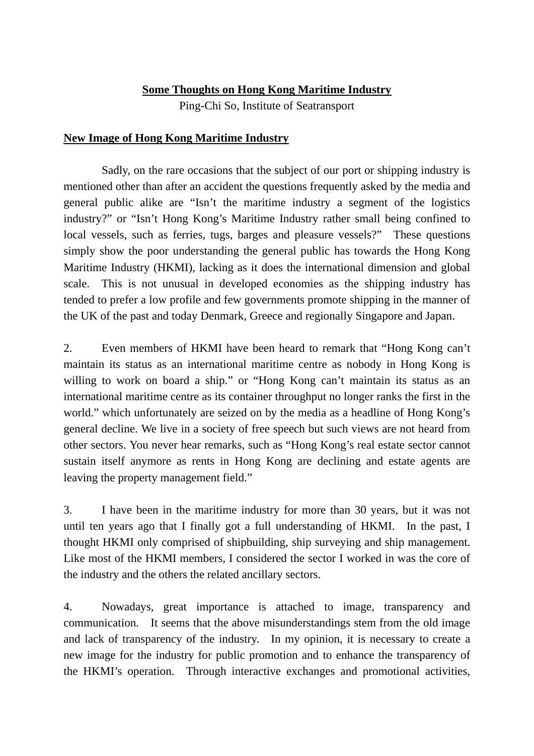# Some Thoughts on Hong Kong Maritime Industry

Ping-Chi So, Institute of Seatransport

## New Image of Hong Kong Maritime Industry

Sadly, on the rare occasions that the subject of our port or shipping industry is mentioned other than after an accident the questions frequently asked by the media and general public alike are "Isn't the maritime industry a segment of the logistics industry?" or "Isn't Hong Kong's Maritime Industry rather small being confined to local vessels, such as ferries, tugs, barges and pleasure vessels?" These questions simply show the poor understanding the general public has towards the Hong Kong Maritime Industry (HKMI), lacking as it does the international dimension and global scale. This is not unusual in developed economies as the shipping industry has tended to prefer a low profile and few governments promote shipping in the manner of the UK of the past and today Denmark, Greece and regionally Singapore and Japan.

2. Even members of HKMI have been heard to remark that "Hong Kong can't maintain its status as an international maritime centre as nobody in Hong Kong is willing to work on board a ship." or "Hong Kong can't maintain its status as an international maritime centre as its container throughput no longer ranks the first in the world." which unfortunately are seized on by the media as a headline of Hong Kong's general decline. We live in a society of free speech but such views are not heard from other sectors. You never hear remarks, such as "Hong Kong's real estate sector cannot sustain itself anymore as rents in Hong Kong are declining and estate agents are leaving the property management field."

3. I have been in the maritime industry for more than 30 years, but it was not until ten years ago that I finally got a full understanding of HKMI. In the past, I thought HKMI only comprised of shipbuilding, ship surveying and ship management. Like most of the HKMI members, I considered the sector I worked in was the core of the industry and the others the related ancillary sectors.

4. Nowadays, great importance is attached to image, transparency and communication. It seems that the above misunderstandings stem from the old image and lack of transparency of the industry. In my opinion, it is necessary to create a new image for the industry for public promotion and to enhance the transparency of the HKMI's operation. Through interactive exchanges and promotional activities,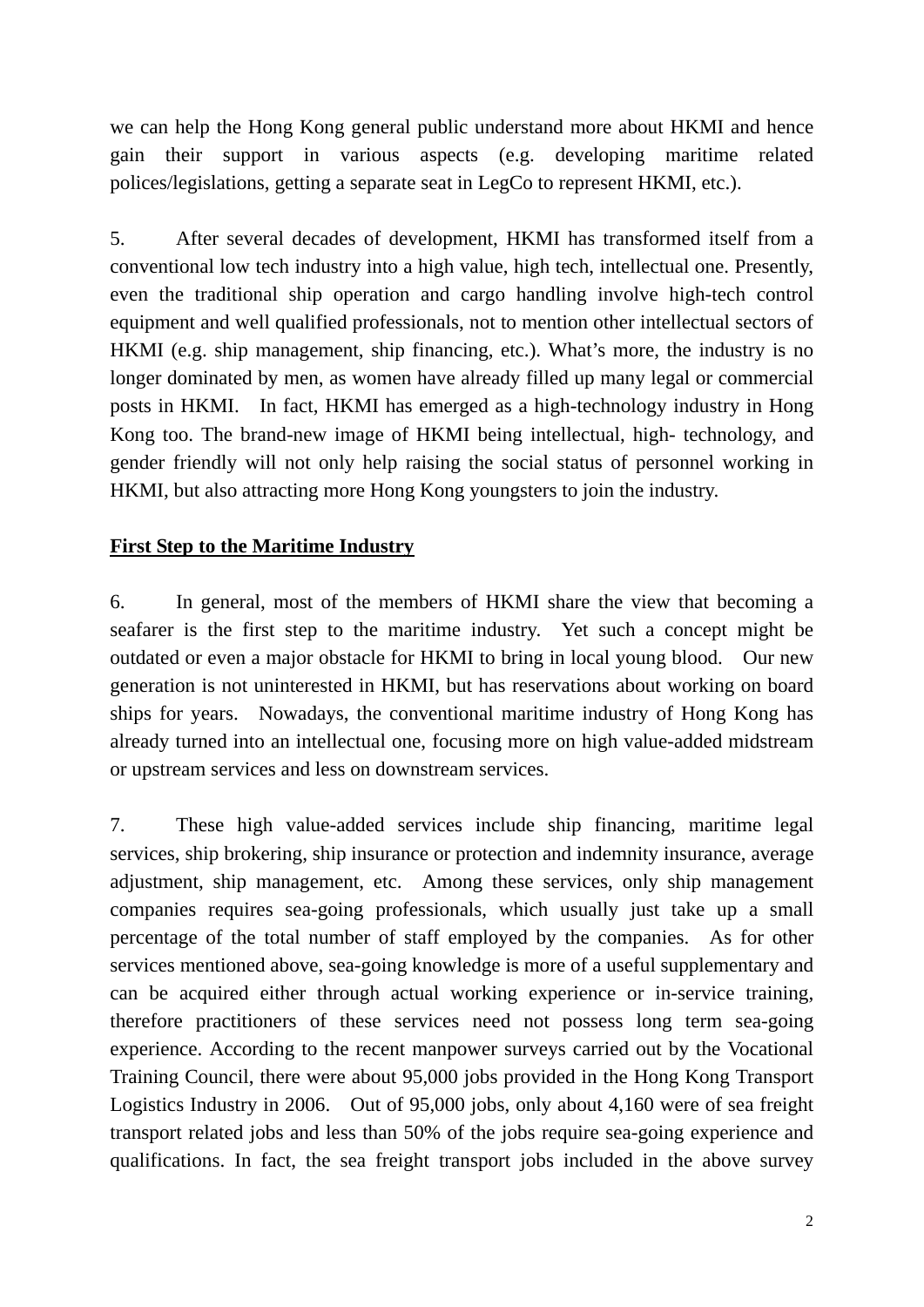we can help the Hong Kong general public understand more about HKMI and hence gain their support in various aspects (e.g. developing maritime related polices/legislations, getting a separate seat in LegCo to represent HKMI, etc.).

5. After several decades of development, HKMI has transformed itself from a conventional low tech industry into a high value, high tech, intellectual one. Presently, even the traditional ship operation and cargo handling involve high-tech control equipment and well qualified professionals, not to mention other intellectual sectors of HKMI (e.g. ship management, ship financing, etc.). What's more, the industry is no longer dominated by men, as women have already filled up many legal or commercial posts in HKMI. In fact, HKMI has emerged as a high-technology industry in Hong Kong too. The brand-new image of HKMI being intellectual, high- technology, and gender friendly will not only help raising the social status of personnel working in HKMI, but also attracting more Hong Kong youngsters to join the industry.

**First Step to the Maritime Industry**

6. In general, most of the members of HKMI share the view that becoming a seafarer is the first step to the maritime industry. Yet such a concept might be outdated or even a major obstacle for HKMI to bring in local young blood. Our new generation is not uninterested in HKMI, but has reservations about working on board ships for years. Nowadays, the conventional maritime industry of Hong Kong has already turned into an intellectual one, focusing more on high value-added midstream or upstream services and less on downstream services.

7. These high value-added services include ship financing, maritime legal services, ship brokering, ship insurance or protection and indemnity insurance, average adjustment, ship management, etc. Among these services, only ship management companies requires sea-going professionals, which usually just take up a small percentage of the total number of staff employed by the companies. As for other services mentioned above, sea-going knowledge is more of a useful supplementary and can be acquired either through actual working experience or in-service training, therefore practitioners of these services need not possess long term sea-going experience. According to the recent manpower surveys carried out by the Vocational Training Council, there were about 95,000 jobs provided in the Hong Kong Transport Logistics Industry in 2006. Out of 95,000 jobs, only about 4,160 were of sea freight transport related jobs and less than 50% of the jobs require sea-going experience and qualifications. In fact, the sea freight transport jobs included in the above survey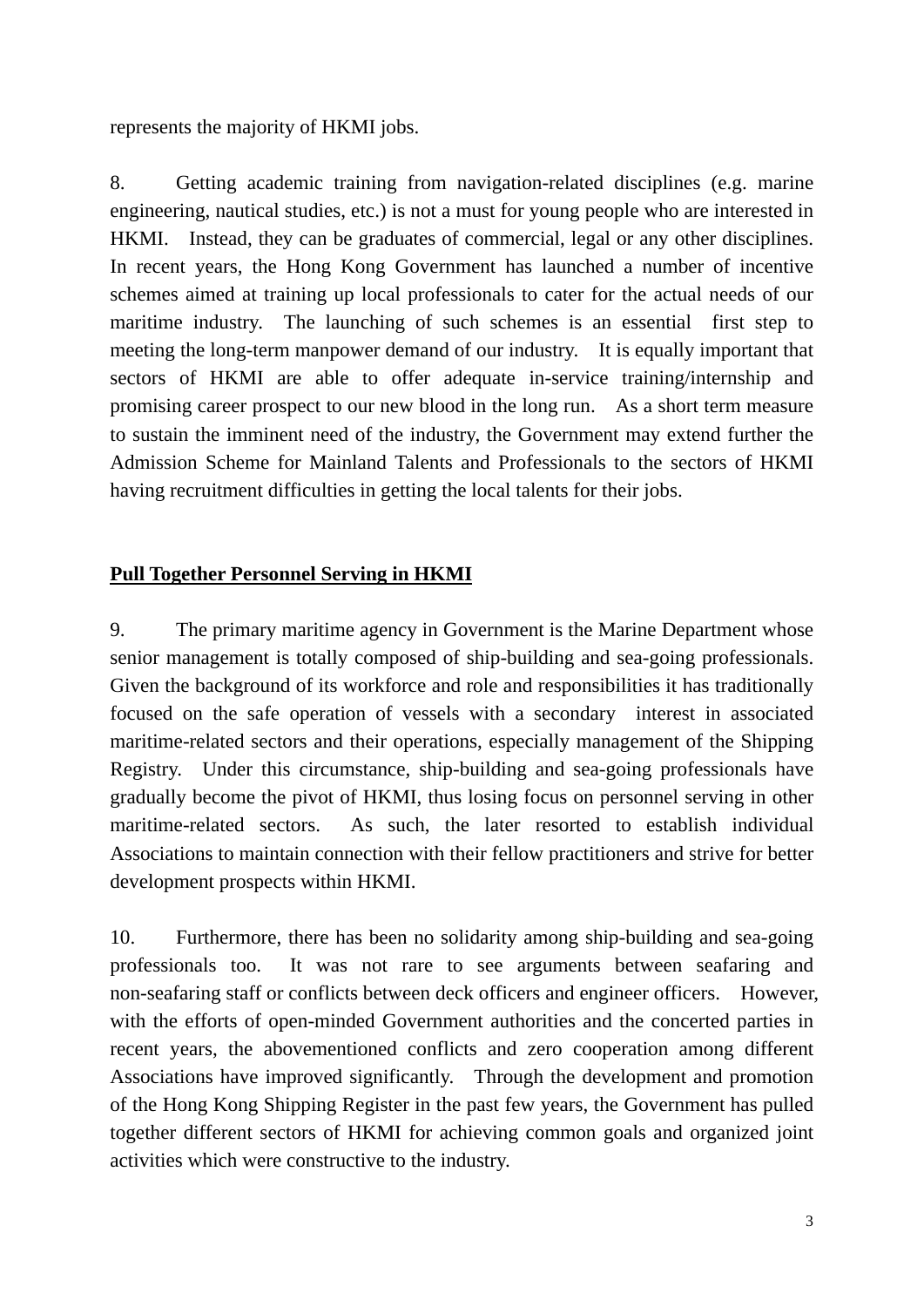represents the majority of HKMI jobs.

8. Getting academic training from navigation-related disciplines (e.g. marine engineering, nautical studies, etc.) is not a must for young people who are interested in HKMI. Instead, they can be graduates of commercial, legal or any other disciplines. In recent years, the Hong Kong Government has launched a number of incentive schemes aimed at training up local professionals to cater for the actual needs of our maritime industry. The launching of such schemes is an essential first step to meeting the long-term manpower demand of our industry. It is equally important that sectors of HKMI are able to offer adequate in-service training/internship and promising career prospect to our new blood in the long run. As a short term measure to sustain the imminent need of the industry, the Government may extend further the Admission Scheme for Mainland Talents and Professionals to the sectors of HKMI having recruitment difficulties in getting the local talents for their jobs.

**Pull Together Personnel Serving in HKMI**

9. The primary maritime agency in Government is the Marine Department whose senior management is totally composed of ship-building and sea-going professionals. Given the background of its workforce and role and responsibilities it has traditionally focused on the safe operation of vessels with a secondary interest in associated maritime-related sectors and their operations, especially management of the Shipping Registry. Under this circumstance, ship-building and sea-going professionals have gradually become the pivot of HKMI, thus losing focus on personnel serving in other maritime-related sectors. As such, the later resorted to establish individual Associations to maintain connection with their fellow practitioners and strive for better development prospects within HKMI.

10. Furthermore, there has been no solidarity among ship-building and sea-going professionals too. It was not rare to see arguments between seafaring and non-seafaring staff or conflicts between deck officers and engineer officers. However, with the efforts of open-minded Government authorities and the concerted parties in recent years, the abovementioned conflicts and zero cooperation among different Associations have improved significantly. Through the development and promotion of the Hong Kong Shipping Register in the past few years, the Government has pulled together different sectors of HKMI for achieving common goals and organized joint activities which were constructive to the industry.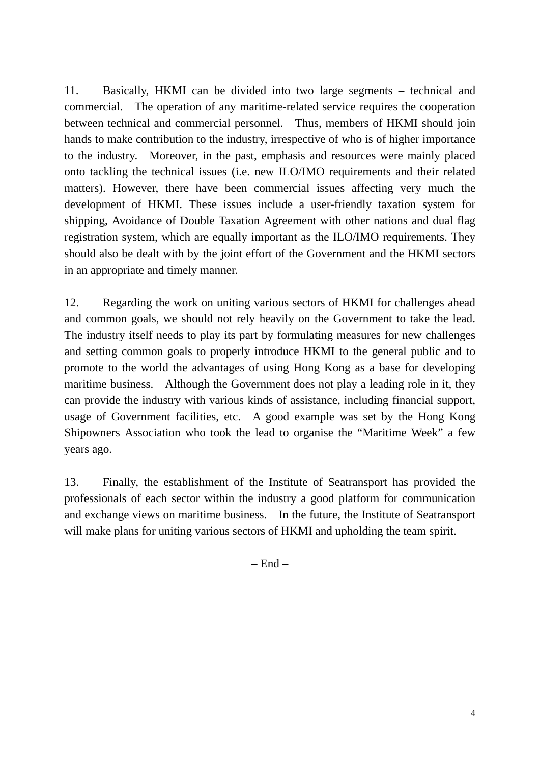11. Basically, HKMI can be divided into two large segments – technical and commercial. The operation of any maritime-related service requires the cooperation between technical and commercial personnel. Thus, members of HKMI should join hands to make contribution to the industry, irrespective of who is of higher importance to the industry. Moreover, in the past, emphasis and resources were mainly placed onto tackling the technical issues (i.e. new ILO/IMO requirements and their related matters). However, there have been commercial issues affecting very much the development of HKMI. These issues include a user-friendly taxation system for shipping, Avoidance of Double Taxation Agreement with other nations and dual flag registration system, which are equally important as the ILO/IMO requirements. They should also be dealt with by the joint effort of the Government and the HKMI sectors in an appropriate and timely manner.

12. Regarding the work on uniting various sectors of HKMI for challenges ahead and common goals, we should not rely heavily on the Government to take the lead. The industry itself needs to play its part by formulating measures for new challenges and setting common goals to properly introduce HKMI to the general public and to promote to the world the advantages of using Hong Kong as a base for developing maritime business. Although the Government does not play a leading role in it, they can provide the industry with various kinds of assistance, including financial support, usage of Government facilities, etc. A good example was set by the Hong Kong Shipowners Association who took the lead to organise the "Maritime Week" a few years ago.

13. Finally, the establishment of the Institute of Seatransport has provided the professionals of each sector within the industry a good platform for communication and exchange views on maritime business. In the future, the Institute of Seatransport will make plans for uniting various sectors of HKMI and upholding the team spirit.

– End –